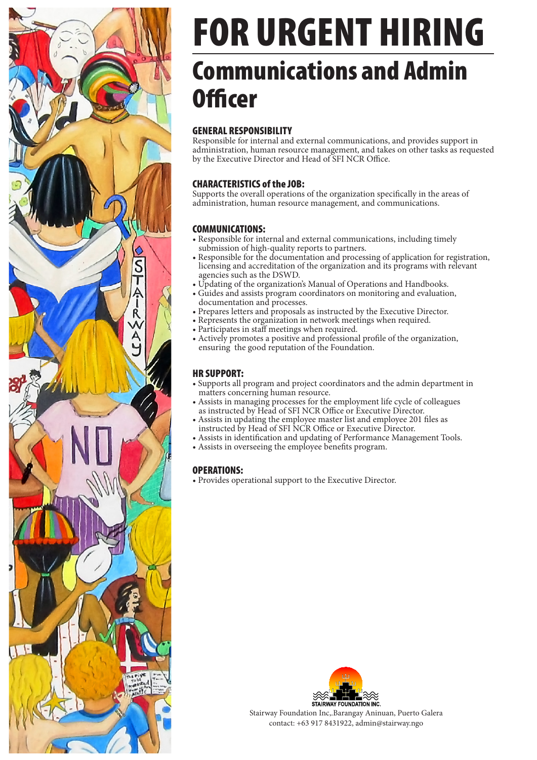# FOR URGENT HIRING

## Communications and Admin Officer

### GENERAL RESPONSIBILITY

Responsible for internal and external communications, and provides support in administration, human resource management, and takes on other tasks as requested by the Executive Director and Head of SFI NCR Office.

### CHARACTERISTICS of the JOB:

Supports the overall operations of the organization specifically in the areas of administration, human resource management, and communications.

### COMMUNICATIONS:

- Responsible for internal and external communications, including timely submission of high-quality reports to partners.
- Responsible for the documentation and processing of application for registration, licensing and accreditation of the organization and its programs with relevant agencies such as the DSWD.
- Updating of the organization's Manual of Operations and Handbooks.
- Guides and assists program coordinators on monitoring and evaluation, documentation and processes.
- Prepares letters and proposals as instructed by the Executive Director.
- Represents the organization in network meetings when required.
- Participates in staff meetings when required.
- Actively promotes a positive and professional profile of the organization, ensuring the good reputation of the Foundation.

### HR SUPPORT:

- Supports all program and project coordinators and the admin department in matters concerning human resource.
- Assists in managing processes for the employment life cycle of colleagues as instructed by Head of SFI NCR Office or Executive Director.
- Assists in updating the employee master list and employee 201 files as instructed by Head of SFI NCR Office or Executive Director.
- Assists in identification and updating of Performance Management Tools.
- Assists in overseeing the employee benefits program.

### OPERATIONS:

- Provides operational support to the Executive Director.

STAIRWAY FOUNDATION INC.

Stairway Foundation Inc,.Barangay Aninuan, Puerto Galera
contact: +63 917 8431922, admin@stairway.ngo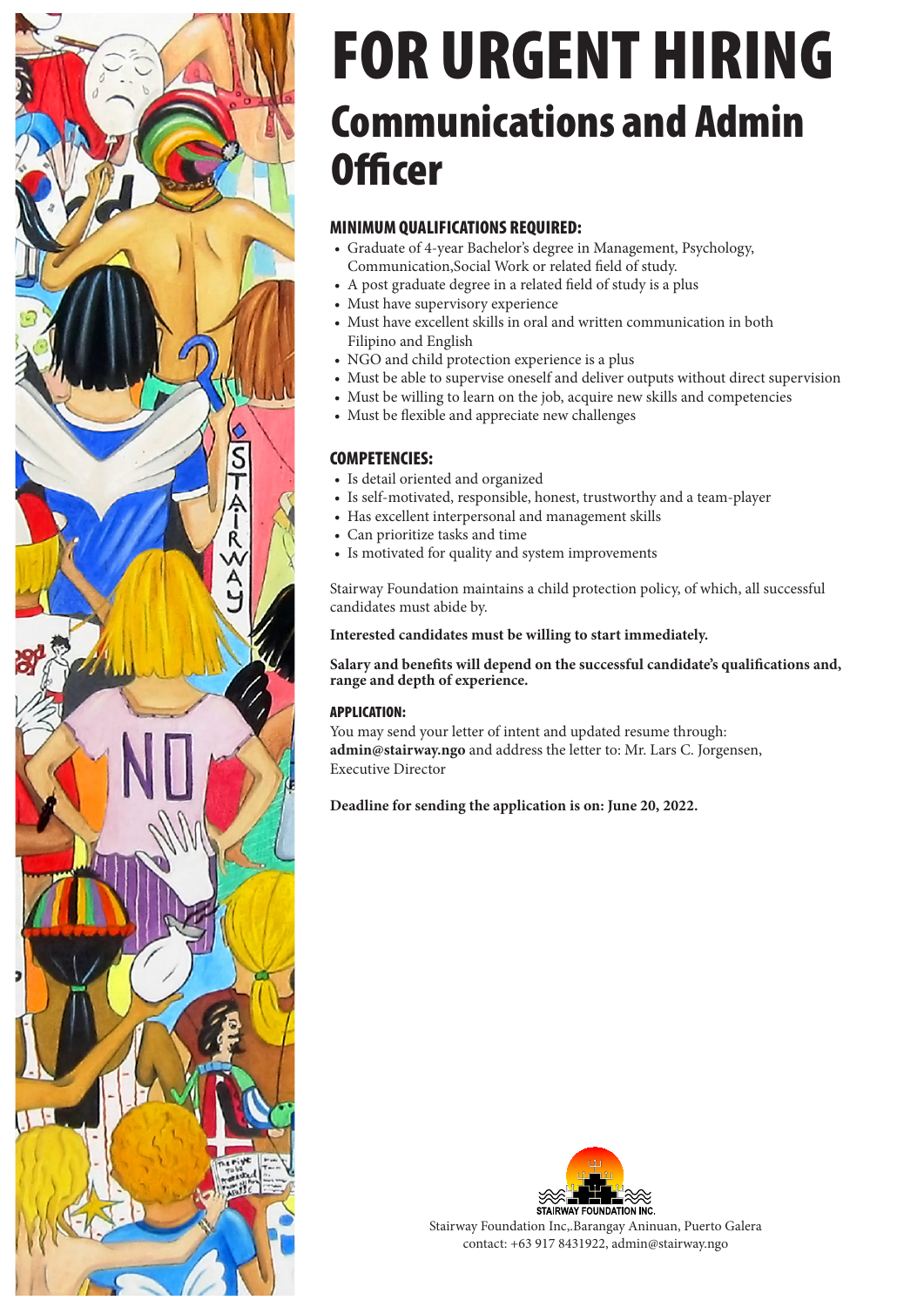# FOR URGENT HIRING

## Communications and Admin Officer

### MINIMUM QUALIFICATIONS REQUIRED:

- Graduate of 4-year Bachelor's degree in Management, Psychology, Communication,Social Work or related field of study.
- A post graduate degree in a related field of study is a plus
- Must have supervisory experience
- Must have excellent skills in oral and written communication in both Filipino and English
- NGO and child protection experience is a plus
- Must be able to supervise oneself and deliver outputs without direct supervision
- Must be willing to learn on the job, acquire new skills and competencies
- Must be flexible and appreciate new challenges

### COMPETENCIES:

- Is detail oriented and organized
- Is self-motivated, responsible, honest, trustworthy and a team-player
- Has excellent interpersonal and management skills
- Can prioritize tasks and time
- Is motivated for quality and system improvements

Stairway Foundation maintains a child protection policy, of which, all successful candidates must abide by.

**Interested candidates must be willing to start immediately.**

**Salary and benefits will depend on the successful candidate's qualifications and, range and depth of experience.**

### APPLICATION:

You may send your letter of intent and updated resume through: **admin@stairway.ngo** and address the letter to: Mr. Lars C. Jorgensen, Executive Director

**Deadline for sending the application is on: June 20, 2022.**

STAIRWAY FOUNDATION INC.

Stairway Foundation Inc,.Barangay Aninuan, Puerto Galera
contact: +63 917 8431922, admin@stairway.ngo